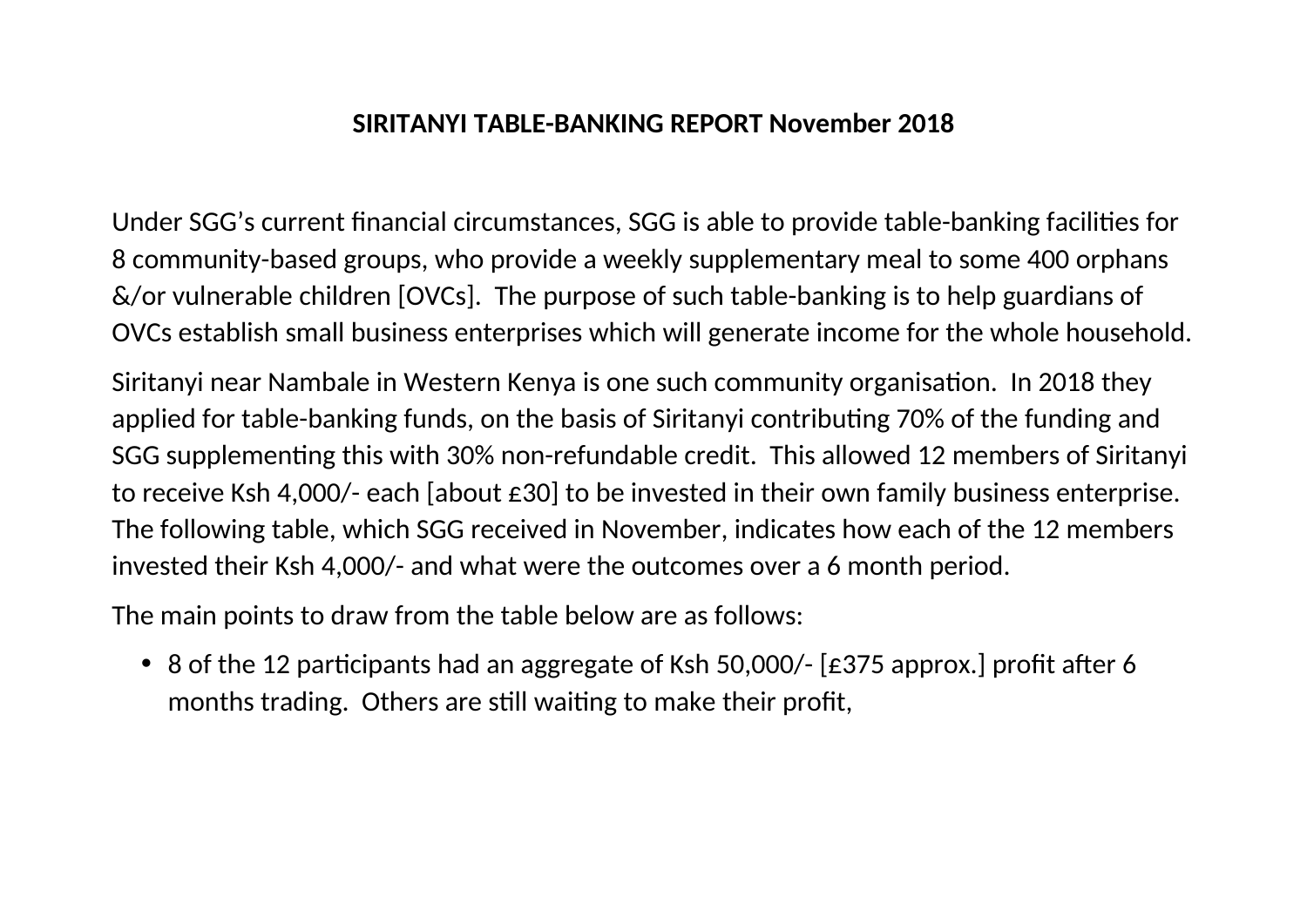**SIRITANYI TABLE-BANKING REPORT November 2018**

Under SGG's current financial circumstances, SGG is able to provide table-banking facilities for 8 community-based groups, who provide a weekly supplementary meal to some 400 orphans &/or vulnerable children [OVCs]. The purpose of such table-banking is to help guardians of OVCs establish small business enterprises which will generate income for the whole household.

Siritanyi near Nambale in Western Kenya is one such community organisation. In 2018 they applied for table-banking funds, on the basis of Siritanyi contributing 70% of the funding and SGG supplementing this with 30% non-refundable credit. This allowed 12 members of Siritanyi to receive Ksh 4,000/- each [about £30] to be invested in their own family business enterprise. The following table, which SGG received in November, indicates how each of the 12 members invested their Ksh 4,000/- and what were the outcomes over a 6 month period.

The main points to draw from the table below are as follows:

- 8 of the 12 participants had an aggregate of Ksh 50,000/- [£375 approx.] profit after 6 months trading. Others are still waiting to make their profit,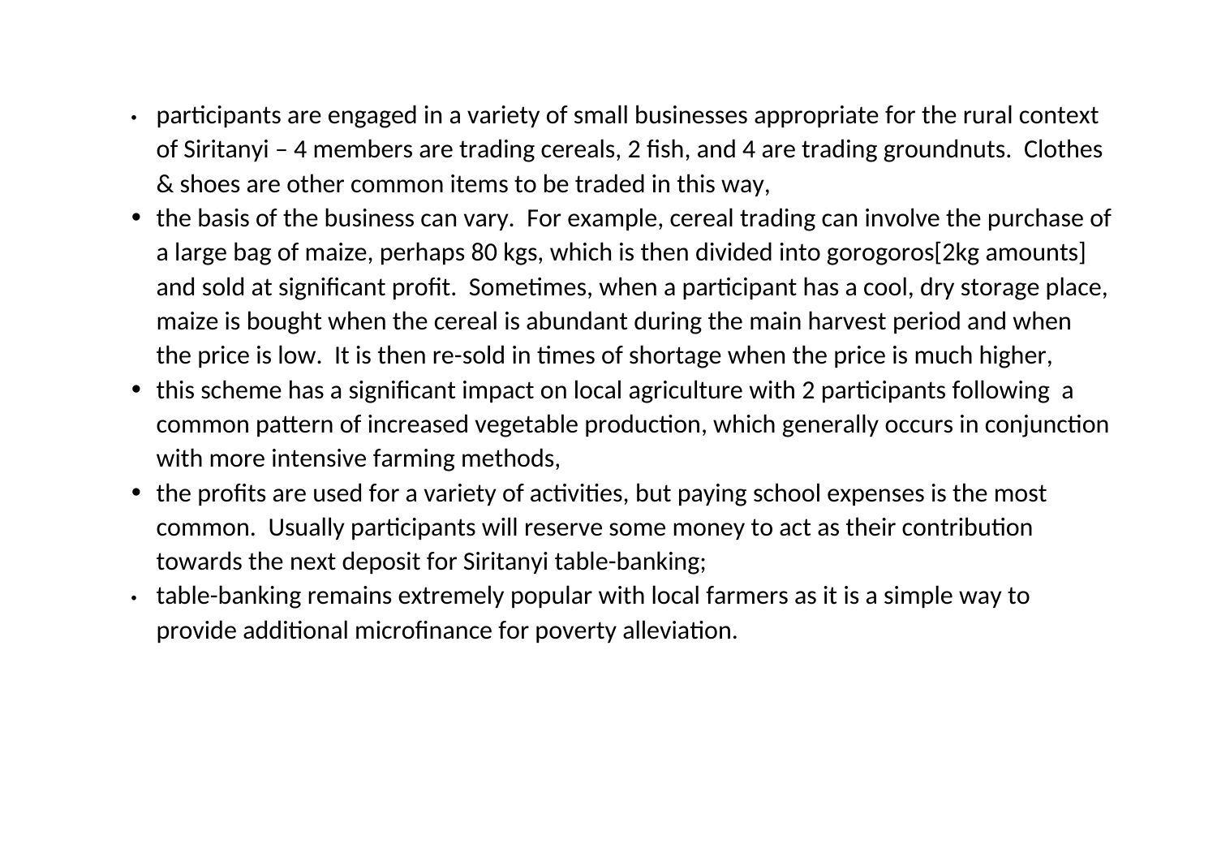- participants are engaged in a variety of small businesses appropriate for the rural context of Siritanyi – 4 members are trading cereals, 2 fish, and 4 are trading groundnuts.  Clothes & shoes are other common items to be traded in this way,
- the basis of the business can vary.  For example, cereal trading can involve the purchase of a large bag of maize, perhaps 80 kgs, which is then divided into gorogoros[2kg amounts] and sold at significant profit.  Sometimes, when a participant has a cool, dry storage place, maize is bought when the cereal is abundant during the main harvest period and when the price is low.  It is then re-sold in times of shortage when the price is much higher,
- this scheme has a significant impact on local agriculture with 2 participants following  a common pattern of increased vegetable production, which generally occurs in conjunction with more intensive farming methods,
- the profits are used for a variety of activities, but paying school expenses is the most common.  Usually participants will reserve some money to act as their contribution towards the next deposit for Siritanyi table-banking;
- table-banking remains extremely popular with local farmers as it is a simple way to provide additional microfinance for poverty alleviation.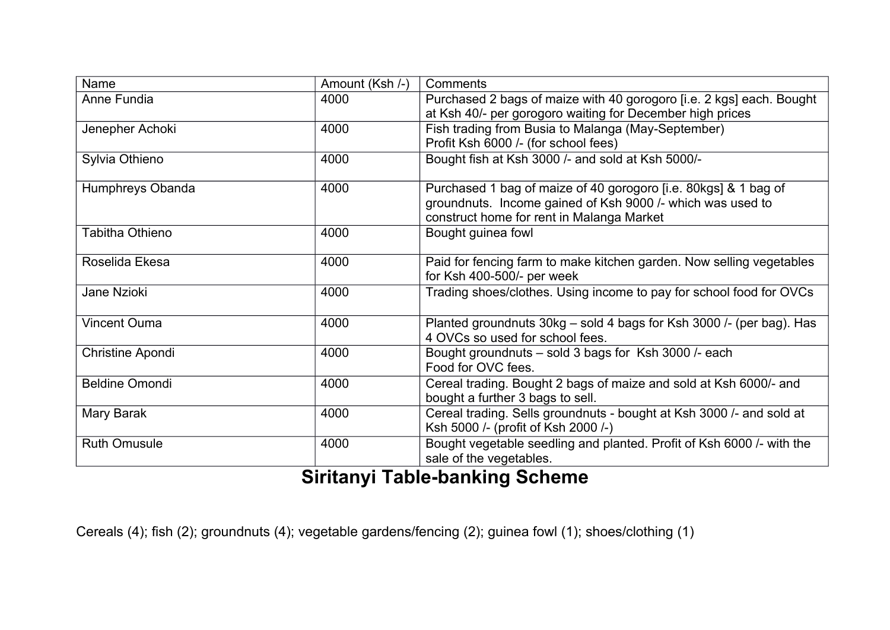| Name | Amount (Ksh /-) | Comments |
|---|---|---|
| Anne Fundia | 4000 | Purchased 2 bags of maize with 40 gorogoro [i.e. 2 kgs] each. Bought at Ksh 40/- per gorogoro waiting for December high prices |
| Jenepher Achoki | 4000 | Fish trading from Busia to Malanga (May-September) Profit Ksh 6000 /- (for school fees) |
| Sylvia Othieno | 4000 | Bought fish at Ksh 3000 /- and sold at Ksh 5000/- |
| Humphreys Obanda | 4000 | Purchased 1 bag of maize of 40 gorogoro [i.e. 80kgs] & 1 bag of groundnuts. Income gained of Ksh 9000 /- which was used to construct home for rent in Malanga Market |
| Tabitha Othieno | 4000 | Bought guinea fowl |
| Roselida Ekesa | 4000 | Paid for fencing farm to make kitchen garden. Now selling vegetables for Ksh 400-500/- per week |
| Jane Nzioki | 4000 | Trading shoes/clothes. Using income to pay for school food for OVCs |
| Vincent Ouma | 4000 | Planted groundnuts 30kg – sold 4 bags for Ksh 3000 /- (per bag). Has 4 OVCs so used for school fees. |
| Christine Apondi | 4000 | Bought groundnuts – sold 3 bags for Ksh 3000 /- each Food for OVC fees. |
| Beldine Omondi | 4000 | Cereal trading. Bought 2 bags of maize and sold at Ksh 6000/- and bought a further 3 bags to sell. |
| Mary Barak | 4000 | Cereal trading. Sells groundnuts - bought at Ksh 3000 /- and sold at Ksh 5000 /- (profit of Ksh 2000 /-) |
| Ruth Omusule | 4000 | Bought vegetable seedling and planted. Profit of Ksh 6000 /- with the sale of the vegetables. |

## Siritanyi Table-banking Scheme

Cereals (4); fish (2); groundnuts (4); vegetable gardens/fencing (2); guinea fowl (1); shoes/clothing (1)